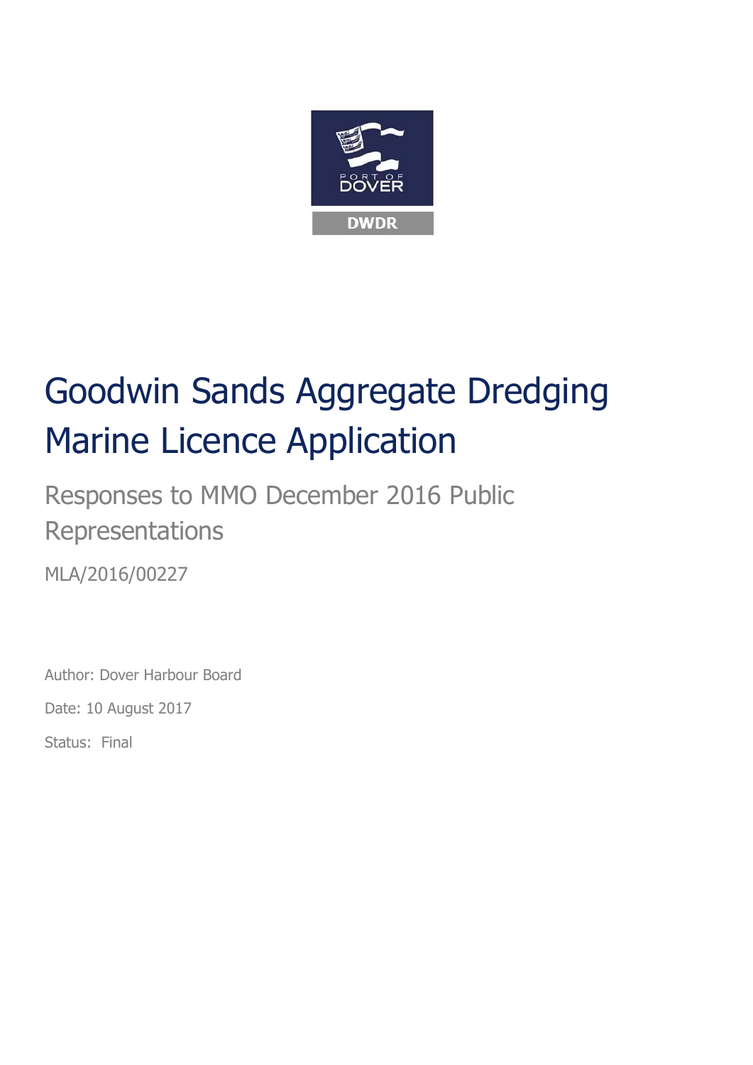# Goodwin Sands Aggregate Dredging Marine Licence Application

## Responses to MMO December 2016 Public Representations

MLA/2016/00227

Author: Dover Harbour Board

Date: 10 August 2017

Status: Final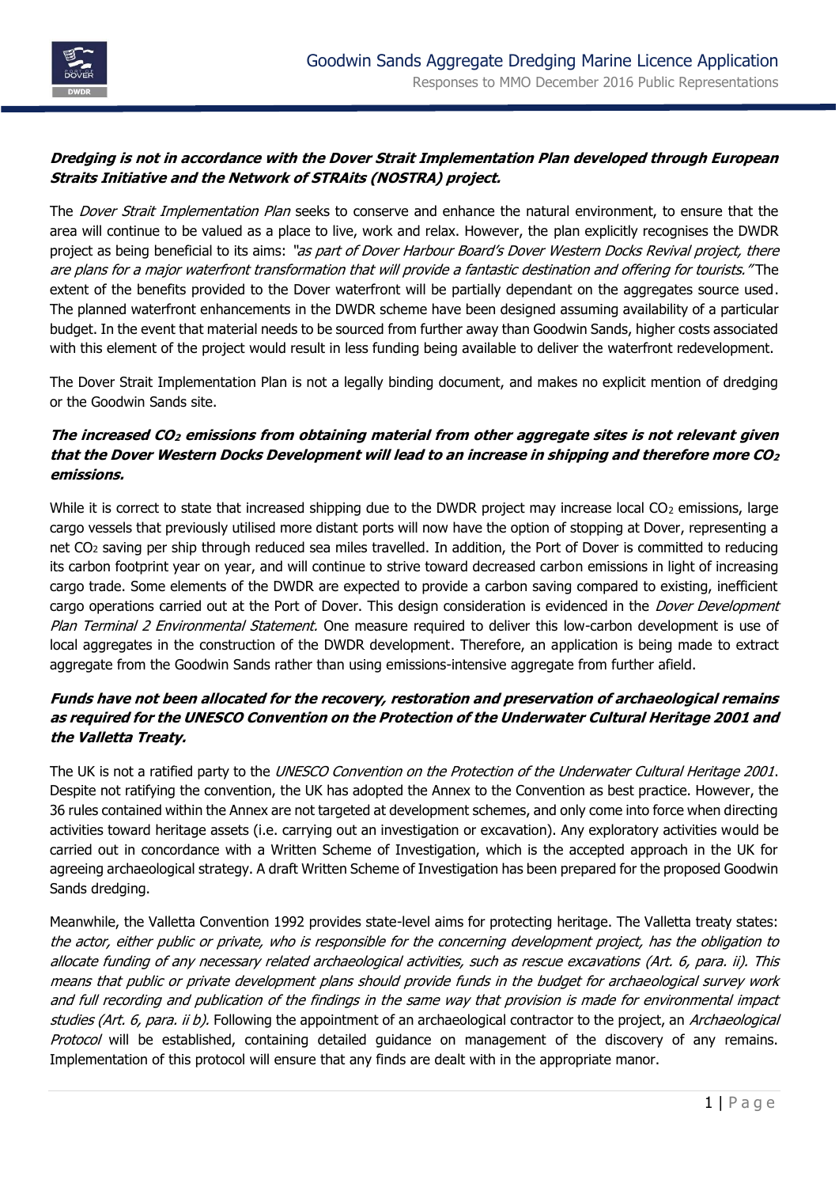***Dredging is not in accordance with the Dover Strait Implementation Plan developed through European Straits Initiative and the Network of STRAits (NOSTRA) project.***

The *Dover Strait Implementation Plan* seeks to conserve and enhance the natural environment, to ensure that the area will continue to be valued as a place to live, work and relax. However, the plan explicitly recognises the DWDR project as being beneficial to its aims: *"as part of Dover Harbour Board's Dover Western Docks Revival project, there are plans for a major waterfront transformation that will provide a fantastic destination and offering for tourists."* The extent of the benefits provided to the Dover waterfront will be partially dependant on the aggregates source used. The planned waterfront enhancements in the DWDR scheme have been designed assuming availability of a particular budget. In the event that material needs to be sourced from further away than Goodwin Sands, higher costs associated with this element of the project would result in less funding being available to deliver the waterfront redevelopment.

The Dover Strait Implementation Plan is not a legally binding document, and makes no explicit mention of dredging or the Goodwin Sands site.

***The increased $CO_2$ emissions from obtaining material from other aggregate sites is not relevant given that the Dover Western Docks Development will lead to an increase in shipping and therefore more $CO_2$ emissions.***

While it is correct to state that increased shipping due to the DWDR project may increase local $CO_2$ emissions, large cargo vessels that previously utilised more distant ports will now have the option of stopping at Dover, representing a net $CO_2$ saving per ship through reduced sea miles travelled. In addition, the Port of Dover is committed to reducing its carbon footprint year on year, and will continue to strive toward decreased carbon emissions in light of increasing cargo trade. Some elements of the DWDR are expected to provide a carbon saving compared to existing, inefficient cargo operations carried out at the Port of Dover. This design consideration is evidenced in the *Dover Development Plan Terminal 2 Environmental Statement.* One measure required to deliver this low-carbon development is use of local aggregates in the construction of the DWDR development. Therefore, an application is being made to extract aggregate from the Goodwin Sands rather than using emissions-intensive aggregate from further afield.

***Funds have not been allocated for the recovery, restoration and preservation of archaeological remains as required for the UNESCO Convention on the Protection of the Underwater Cultural Heritage 2001 and the Valletta Treaty.***

The UK is not a ratified party to the *UNESCO Convention on the Protection of the Underwater Cultural Heritage 2001*. Despite not ratifying the convention, the UK has adopted the Annex to the Convention as best practice. However, the 36 rules contained within the Annex are not targeted at development schemes, and only come into force when directing activities toward heritage assets (i.e. carrying out an investigation or excavation). Any exploratory activities would be carried out in concordance with a Written Scheme of Investigation, which is the accepted approach in the UK for agreeing archaeological strategy. A draft Written Scheme of Investigation has been prepared for the proposed Goodwin Sands dredging.

Meanwhile, the Valletta Convention 1992 provides state-level aims for protecting heritage. The Valletta treaty states: *the actor, either public or private, who is responsible for the concerning development project, has the obligation to allocate funding of any necessary related archaeological activities, such as rescue excavations (Art. 6, para. ii). This means that public or private development plans should provide funds in the budget for archaeological survey work and full recording and publication of the findings in the same way that provision is made for environmental impact studies (Art. 6, para. ii b).* Following the appointment of an archaeological contractor to the project, an *Archaeological Protocol* will be established, containing detailed guidance on management of the discovery of any remains. Implementation of this protocol will ensure that any finds are dealt with in the appropriate manor.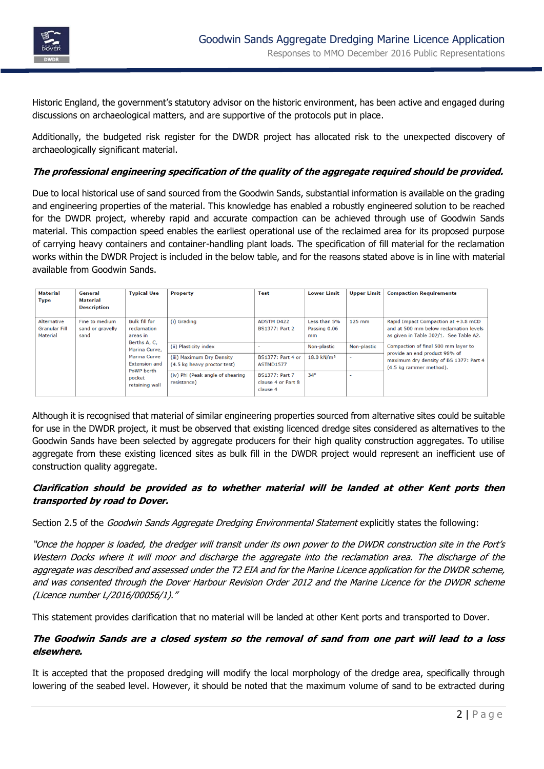Historic England, the government's statutory advisor on the historic environment, has been active and engaged during discussions on archaeological matters, and are supportive of the protocols put in place.

Additionally, the budgeted risk register for the DWDR project has allocated risk to the unexpected discovery of archaeologically significant material.

***The professional engineering specification of the quality of the aggregate required should be provided.***

Due to local historical use of sand sourced from the Goodwin Sands, substantial information is available on the grading and engineering properties of the material. This knowledge has enabled a robustly engineered solution to be reached for the DWDR project, whereby rapid and accurate compaction can be achieved through use of Goodwin Sands material. This compaction speed enables the earliest operational use of the reclaimed area for its proposed purpose of carrying heavy containers and container-handling plant loads. The specification of fill material for the reclamation works within the DWDR Project is included in the below table, and for the reasons stated above is in line with material available from Goodwin Sands.

| Material Type | General Material Description | Typical Use | Property | Test | Lower Limit | Upper Limit | Compaction Requirements |
|---|---|---|---|---|---|---|---|
| Alternative Granular Fill Material | Fine to medium sand or gravelly sand | Bulk fill for reclamation areas in Berths A, C, Marina Curve, Marina Curve Extension and PoWP berth pocket retaining wall | (i) Grading | ADSTM D422 BS1377: Part 2 | Less than 5% Passing 0.06 mm | 125 mm | Rapid Impact Compaction at +3.8 mCD and at 500 mm below reclamation levels as given in Table 302/1. See Table A2. |
| | | | (ii) Plasticity index | - | Non-plastic | Non-plastic | Compaction of final 500 mm layer to provide an end product 98% of maximum dry density of BS 1377: Part 4 (4.5 kg rammer method). |
| | | | (iii) Maximum Dry Density (4.5 kg heavy proctor test) | BS1377: Part 4 or ASTMD1577 | 18.0 kN/m³ | - | |
| | | | (iv) Phi (Peak angle of shearing resistance) | BS1377: Part 7 clause 4 or Part 8 clause 4 | 34° | - | |

Although it is recognised that material of similar engineering properties sourced from alternative sites could be suitable for use in the DWDR project, it must be observed that existing licenced dredge sites considered as alternatives to the Goodwin Sands have been selected by aggregate producers for their high quality construction aggregates. To utilise aggregate from these existing licenced sites as bulk fill in the DWDR project would represent an inefficient use of construction quality aggregate.

***Clarification should be provided as to whether material will be landed at other Kent ports then transported by road to Dover.***

Section 2.5 of the *Goodwin Sands Aggregate Dredging Environmental Statement* explicitly states the following:

*"Once the hopper is loaded, the dredger will transit under its own power to the DWDR construction site in the Port's Western Docks where it will moor and discharge the aggregate into the reclamation area. The discharge of the aggregate was described and assessed under the T2 EIA and for the Marine Licence application for the DWDR scheme, and was consented through the Dover Harbour Revision Order 2012 and the Marine Licence for the DWDR scheme (Licence number L/2016/00056/1)."*

This statement provides clarification that no material will be landed at other Kent ports and transported to Dover.

***The Goodwin Sands are a closed system so the removal of sand from one part will lead to a loss elsewhere.***

It is accepted that the proposed dredging will modify the local morphology of the dredge area, specifically through lowering of the seabed level. However, it should be noted that the maximum volume of sand to be extracted during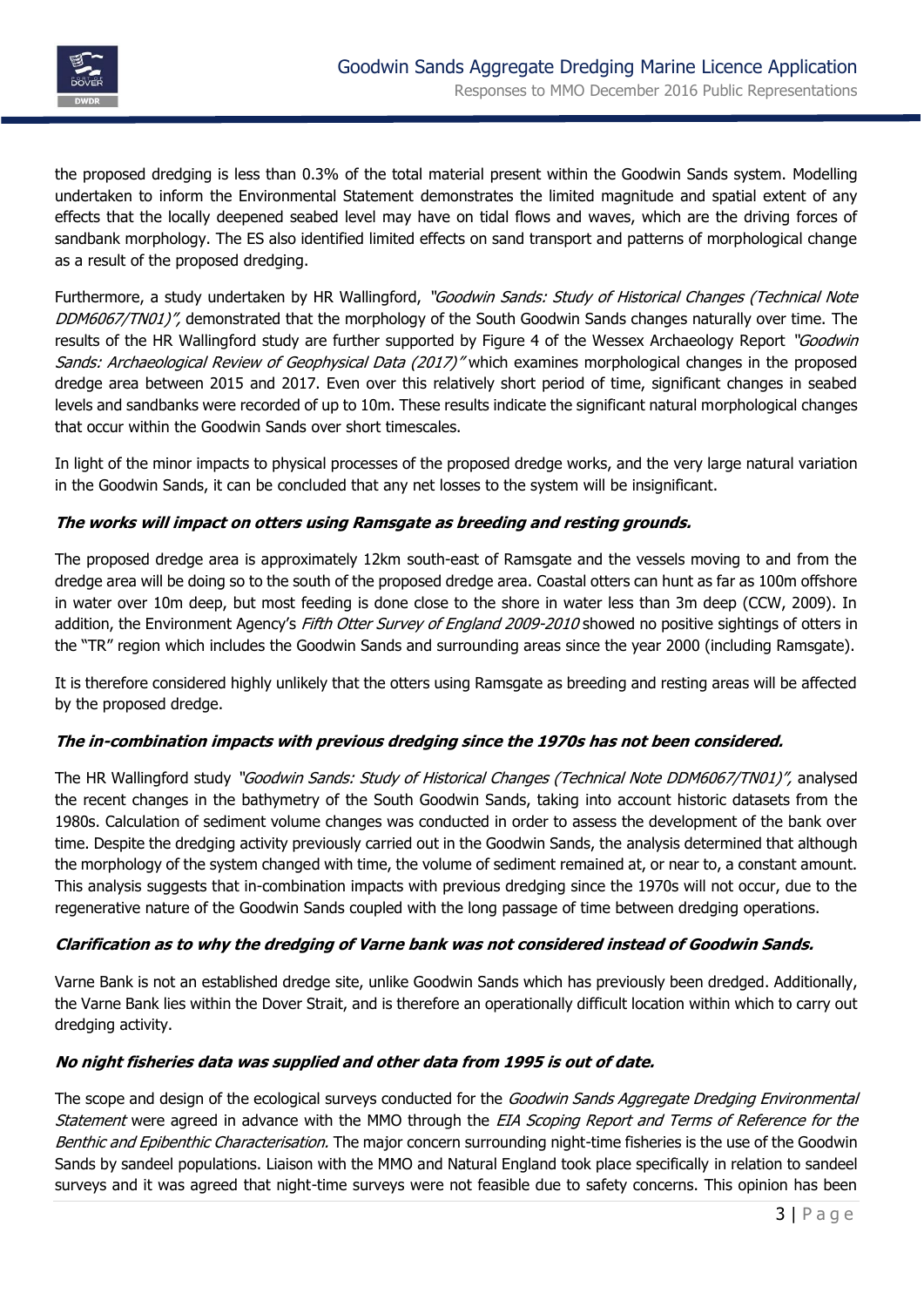the proposed dredging is less than 0.3% of the total material present within the Goodwin Sands system. Modelling undertaken to inform the Environmental Statement demonstrates the limited magnitude and spatial extent of any effects that the locally deepened seabed level may have on tidal flows and waves, which are the driving forces of sandbank morphology. The ES also identified limited effects on sand transport and patterns of morphological change as a result of the proposed dredging.

Furthermore, a study undertaken by HR Wallingford, *"Goodwin Sands: Study of Historical Changes (Technical Note DDM6067/TN01)"*, demonstrated that the morphology of the South Goodwin Sands changes naturally over time. The results of the HR Wallingford study are further supported by Figure 4 of the Wessex Archaeology Report *"Goodwin Sands: Archaeological Review of Geophysical Data (2017)"* which examines morphological changes in the proposed dredge area between 2015 and 2017. Even over this relatively short period of time, significant changes in seabed levels and sandbanks were recorded of up to 10m. These results indicate the significant natural morphological changes that occur within the Goodwin Sands over short timescales.

In light of the minor impacts to physical processes of the proposed dredge works, and the very large natural variation in the Goodwin Sands, it can be concluded that any net losses to the system will be insignificant.

***The works will impact on otters using Ramsgate as breeding and resting grounds.***

The proposed dredge area is approximately 12km south-east of Ramsgate and the vessels moving to and from the dredge area will be doing so to the south of the proposed dredge area. Coastal otters can hunt as far as 100m offshore in water over 10m deep, but most feeding is done close to the shore in water less than 3m deep (CCW, 2009). In addition, the Environment Agency's *Fifth Otter Survey of England 2009-2010* showed no positive sightings of otters in the "TR" region which includes the Goodwin Sands and surrounding areas since the year 2000 (including Ramsgate).

It is therefore considered highly unlikely that the otters using Ramsgate as breeding and resting areas will be affected by the proposed dredge.

***The in-combination impacts with previous dredging since the 1970s has not been considered.***

The HR Wallingford study *"Goodwin Sands: Study of Historical Changes (Technical Note DDM6067/TN01)"*, analysed the recent changes in the bathymetry of the South Goodwin Sands, taking into account historic datasets from the 1980s. Calculation of sediment volume changes was conducted in order to assess the development of the bank over time. Despite the dredging activity previously carried out in the Goodwin Sands, the analysis determined that although the morphology of the system changed with time, the volume of sediment remained at, or near to, a constant amount. This analysis suggests that in-combination impacts with previous dredging since the 1970s will not occur, due to the regenerative nature of the Goodwin Sands coupled with the long passage of time between dredging operations.

***Clarification as to why the dredging of Varne bank was not considered instead of Goodwin Sands.***

Varne Bank is not an established dredge site, unlike Goodwin Sands which has previously been dredged. Additionally, the Varne Bank lies within the Dover Strait, and is therefore an operationally difficult location within which to carry out dredging activity.

***No night fisheries data was supplied and other data from 1995 is out of date.***

The scope and design of the ecological surveys conducted for the *Goodwin Sands Aggregate Dredging Environmental Statement* were agreed in advance with the MMO through the *EIA Scoping Report and Terms of Reference for the Benthic and Epibenthic Characterisation.* The major concern surrounding night-time fisheries is the use of the Goodwin Sands by sandeel populations. Liaison with the MMO and Natural England took place specifically in relation to sandeel surveys and it was agreed that night-time surveys were not feasible due to safety concerns. This opinion has been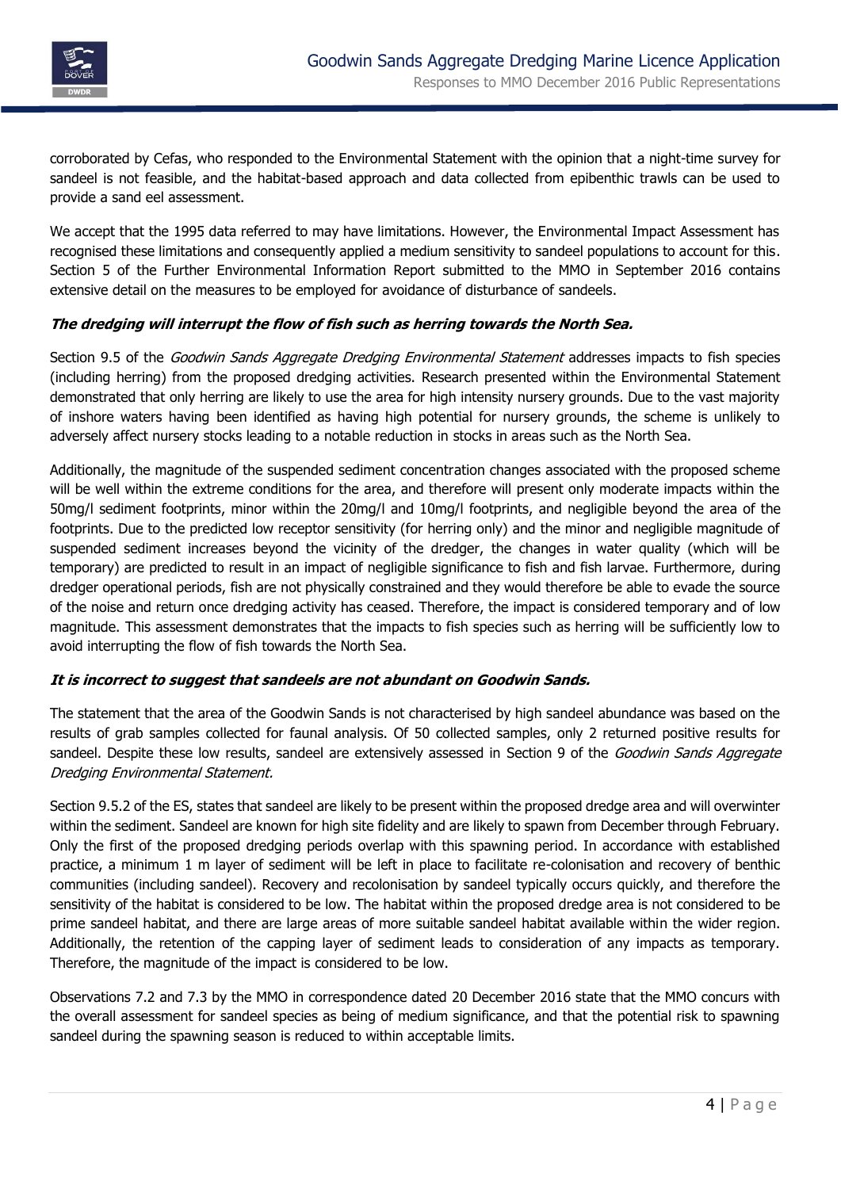corroborated by Cefas, who responded to the Environmental Statement with the opinion that a night-time survey for sandeel is not feasible, and the habitat-based approach and data collected from epibenthic trawls can be used to provide a sand eel assessment.

We accept that the 1995 data referred to may have limitations. However, the Environmental Impact Assessment has recognised these limitations and consequently applied a medium sensitivity to sandeel populations to account for this. Section 5 of the Further Environmental Information Report submitted to the MMO in September 2016 contains extensive detail on the measures to be employed for avoidance of disturbance of sandeels.

***The dredging will interrupt the flow of fish such as herring towards the North Sea.***

Section 9.5 of the *Goodwin Sands Aggregate Dredging Environmental Statement* addresses impacts to fish species (including herring) from the proposed dredging activities. Research presented within the Environmental Statement demonstrated that only herring are likely to use the area for high intensity nursery grounds. Due to the vast majority of inshore waters having been identified as having high potential for nursery grounds, the scheme is unlikely to adversely affect nursery stocks leading to a notable reduction in stocks in areas such as the North Sea.

Additionally, the magnitude of the suspended sediment concentration changes associated with the proposed scheme will be well within the extreme conditions for the area, and therefore will present only moderate impacts within the 50mg/l sediment footprints, minor within the 20mg/l and 10mg/l footprints, and negligible beyond the area of the footprints. Due to the predicted low receptor sensitivity (for herring only) and the minor and negligible magnitude of suspended sediment increases beyond the vicinity of the dredger, the changes in water quality (which will be temporary) are predicted to result in an impact of negligible significance to fish and fish larvae. Furthermore, during dredger operational periods, fish are not physically constrained and they would therefore be able to evade the source of the noise and return once dredging activity has ceased. Therefore, the impact is considered temporary and of low magnitude. This assessment demonstrates that the impacts to fish species such as herring will be sufficiently low to avoid interrupting the flow of fish towards the North Sea.

***It is incorrect to suggest that sandeels are not abundant on Goodwin Sands.***

The statement that the area of the Goodwin Sands is not characterised by high sandeel abundance was based on the results of grab samples collected for faunal analysis. Of 50 collected samples, only 2 returned positive results for sandeel. Despite these low results, sandeel are extensively assessed in Section 9 of the *Goodwin Sands Aggregate Dredging Environmental Statement.*

Section 9.5.2 of the ES, states that sandeel are likely to be present within the proposed dredge area and will overwinter within the sediment. Sandeel are known for high site fidelity and are likely to spawn from December through February. Only the first of the proposed dredging periods overlap with this spawning period. In accordance with established practice, a minimum 1 m layer of sediment will be left in place to facilitate re-colonisation and recovery of benthic communities (including sandeel). Recovery and recolonisation by sandeel typically occurs quickly, and therefore the sensitivity of the habitat is considered to be low. The habitat within the proposed dredge area is not considered to be prime sandeel habitat, and there are large areas of more suitable sandeel habitat available within the wider region. Additionally, the retention of the capping layer of sediment leads to consideration of any impacts as temporary. Therefore, the magnitude of the impact is considered to be low.

Observations 7.2 and 7.3 by the MMO in correspondence dated 20 December 2016 state that the MMO concurs with the overall assessment for sandeel species as being of medium significance, and that the potential risk to spawning sandeel during the spawning season is reduced to within acceptable limits.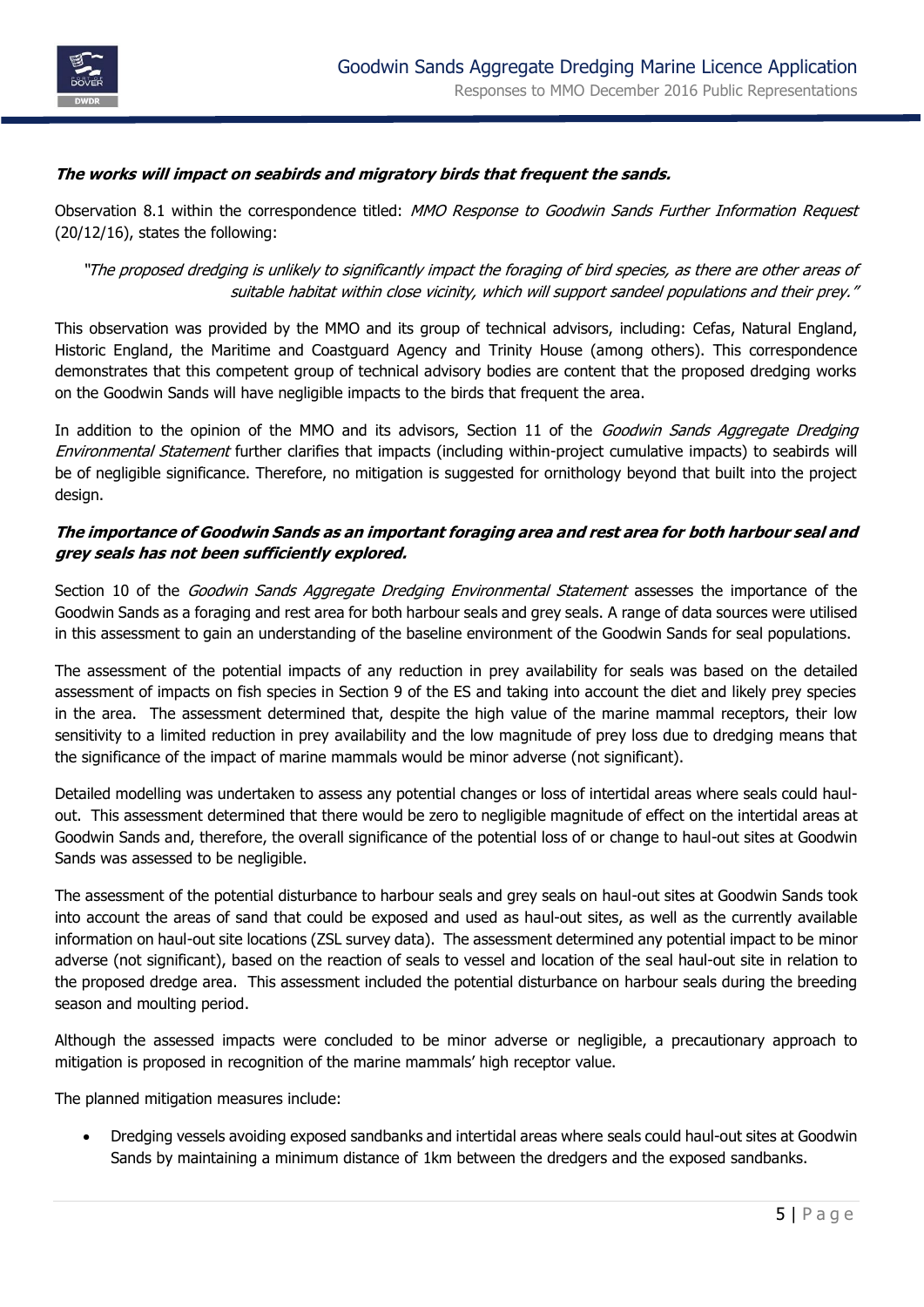***The works will impact on seabirds and migratory birds that frequent the sands.***

Observation 8.1 within the correspondence titled: *MMO Response to Goodwin Sands Further Information Request* (20/12/16), states the following:

> *"The proposed dredging is unlikely to significantly impact the foraging of bird species, as there are other areas of suitable habitat within close vicinity, which will support sandeel populations and their prey."*

This observation was provided by the MMO and its group of technical advisors, including: Cefas, Natural England, Historic England, the Maritime and Coastguard Agency and Trinity House (among others). This correspondence demonstrates that this competent group of technical advisory bodies are content that the proposed dredging works on the Goodwin Sands will have negligible impacts to the birds that frequent the area.

In addition to the opinion of the MMO and its advisors, Section 11 of the *Goodwin Sands Aggregate Dredging Environmental Statement* further clarifies that impacts (including within-project cumulative impacts) to seabirds will be of negligible significance. Therefore, no mitigation is suggested for ornithology beyond that built into the project design.

***The importance of Goodwin Sands as an important foraging area and rest area for both harbour seal and grey seals has not been sufficiently explored.***

Section 10 of the *Goodwin Sands Aggregate Dredging Environmental Statement* assesses the importance of the Goodwin Sands as a foraging and rest area for both harbour seals and grey seals. A range of data sources were utilised in this assessment to gain an understanding of the baseline environment of the Goodwin Sands for seal populations.

The assessment of the potential impacts of any reduction in prey availability for seals was based on the detailed assessment of impacts on fish species in Section 9 of the ES and taking into account the diet and likely prey species in the area. The assessment determined that, despite the high value of the marine mammal receptors, their low sensitivity to a limited reduction in prey availability and the low magnitude of prey loss due to dredging means that the significance of the impact of marine mammals would be minor adverse (not significant).

Detailed modelling was undertaken to assess any potential changes or loss of intertidal areas where seals could haul-out. This assessment determined that there would be zero to negligible magnitude of effect on the intertidal areas at Goodwin Sands and, therefore, the overall significance of the potential loss of or change to haul-out sites at Goodwin Sands was assessed to be negligible.

The assessment of the potential disturbance to harbour seals and grey seals on haul-out sites at Goodwin Sands took into account the areas of sand that could be exposed and used as haul-out sites, as well as the currently available information on haul-out site locations (ZSL survey data). The assessment determined any potential impact to be minor adverse (not significant), based on the reaction of seals to vessel and location of the seal haul-out site in relation to the proposed dredge area. This assessment included the potential disturbance on harbour seals during the breeding season and moulting period.

Although the assessed impacts were concluded to be minor adverse or negligible, a precautionary approach to mitigation is proposed in recognition of the marine mammals' high receptor value.

The planned mitigation measures include:

- Dredging vessels avoiding exposed sandbanks and intertidal areas where seals could haul-out sites at Goodwin Sands by maintaining a minimum distance of 1km between the dredgers and the exposed sandbanks.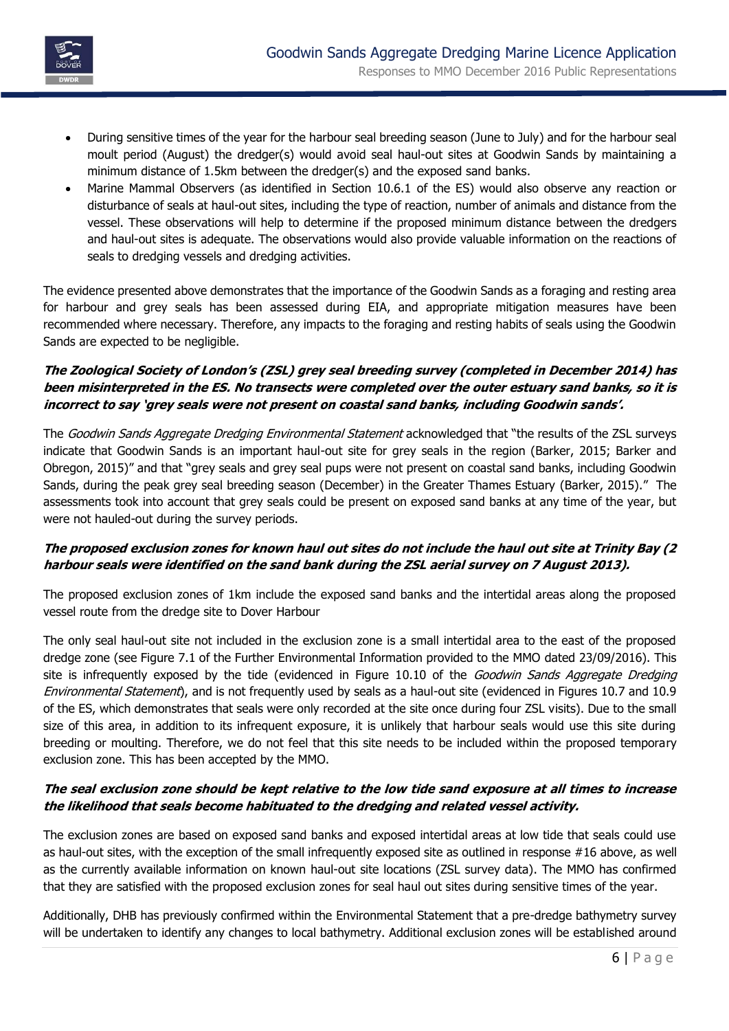- During sensitive times of the year for the harbour seal breeding season (June to July) and for the harbour seal moult period (August) the dredger(s) would avoid seal haul-out sites at Goodwin Sands by maintaining a minimum distance of 1.5km between the dredger(s) and the exposed sand banks.
- Marine Mammal Observers (as identified in Section 10.6.1 of the ES) would also observe any reaction or disturbance of seals at haul-out sites, including the type of reaction, number of animals and distance from the vessel. These observations will help to determine if the proposed minimum distance between the dredgers and haul-out sites is adequate. The observations would also provide valuable information on the reactions of seals to dredging vessels and dredging activities.

The evidence presented above demonstrates that the importance of the Goodwin Sands as a foraging and resting area for harbour and grey seals has been assessed during EIA, and appropriate mitigation measures have been recommended where necessary. Therefore, any impacts to the foraging and resting habits of seals using the Goodwin Sands are expected to be negligible.

***The Zoological Society of London's (ZSL) grey seal breeding survey (completed in December 2014) has been misinterpreted in the ES. No transects were completed over the outer estuary sand banks, so it is incorrect to say 'grey seals were not present on coastal sand banks, including Goodwin sands'.***

The *Goodwin Sands Aggregate Dredging Environmental Statement* acknowledged that "the results of the ZSL surveys indicate that Goodwin Sands is an important haul-out site for grey seals in the region (Barker, 2015; Barker and Obregon, 2015)" and that "grey seals and grey seal pups were not present on coastal sand banks, including Goodwin Sands, during the peak grey seal breeding season (December) in the Greater Thames Estuary (Barker, 2015)." The assessments took into account that grey seals could be present on exposed sand banks at any time of the year, but were not hauled-out during the survey periods.

***The proposed exclusion zones for known haul out sites do not include the haul out site at Trinity Bay (2 harbour seals were identified on the sand bank during the ZSL aerial survey on 7 August 2013).***

The proposed exclusion zones of 1km include the exposed sand banks and the intertidal areas along the proposed vessel route from the dredge site to Dover Harbour

The only seal haul-out site not included in the exclusion zone is a small intertidal area to the east of the proposed dredge zone (see Figure 7.1 of the Further Environmental Information provided to the MMO dated 23/09/2016). This site is infrequently exposed by the tide (evidenced in Figure 10.10 of the *Goodwin Sands Aggregate Dredging Environmental Statement*), and is not frequently used by seals as a haul-out site (evidenced in Figures 10.7 and 10.9 of the ES, which demonstrates that seals were only recorded at the site once during four ZSL visits). Due to the small size of this area, in addition to its infrequent exposure, it is unlikely that harbour seals would use this site during breeding or moulting. Therefore, we do not feel that this site needs to be included within the proposed temporary exclusion zone. This has been accepted by the MMO.

***The seal exclusion zone should be kept relative to the low tide sand exposure at all times to increase the likelihood that seals become habituated to the dredging and related vessel activity.***

The exclusion zones are based on exposed sand banks and exposed intertidal areas at low tide that seals could use as haul-out sites, with the exception of the small infrequently exposed site as outlined in response #16 above, as well as the currently available information on known haul-out site locations (ZSL survey data). The MMO has confirmed that they are satisfied with the proposed exclusion zones for seal haul out sites during sensitive times of the year.

Additionally, DHB has previously confirmed within the Environmental Statement that a pre-dredge bathymetry survey will be undertaken to identify any changes to local bathymetry. Additional exclusion zones will be established around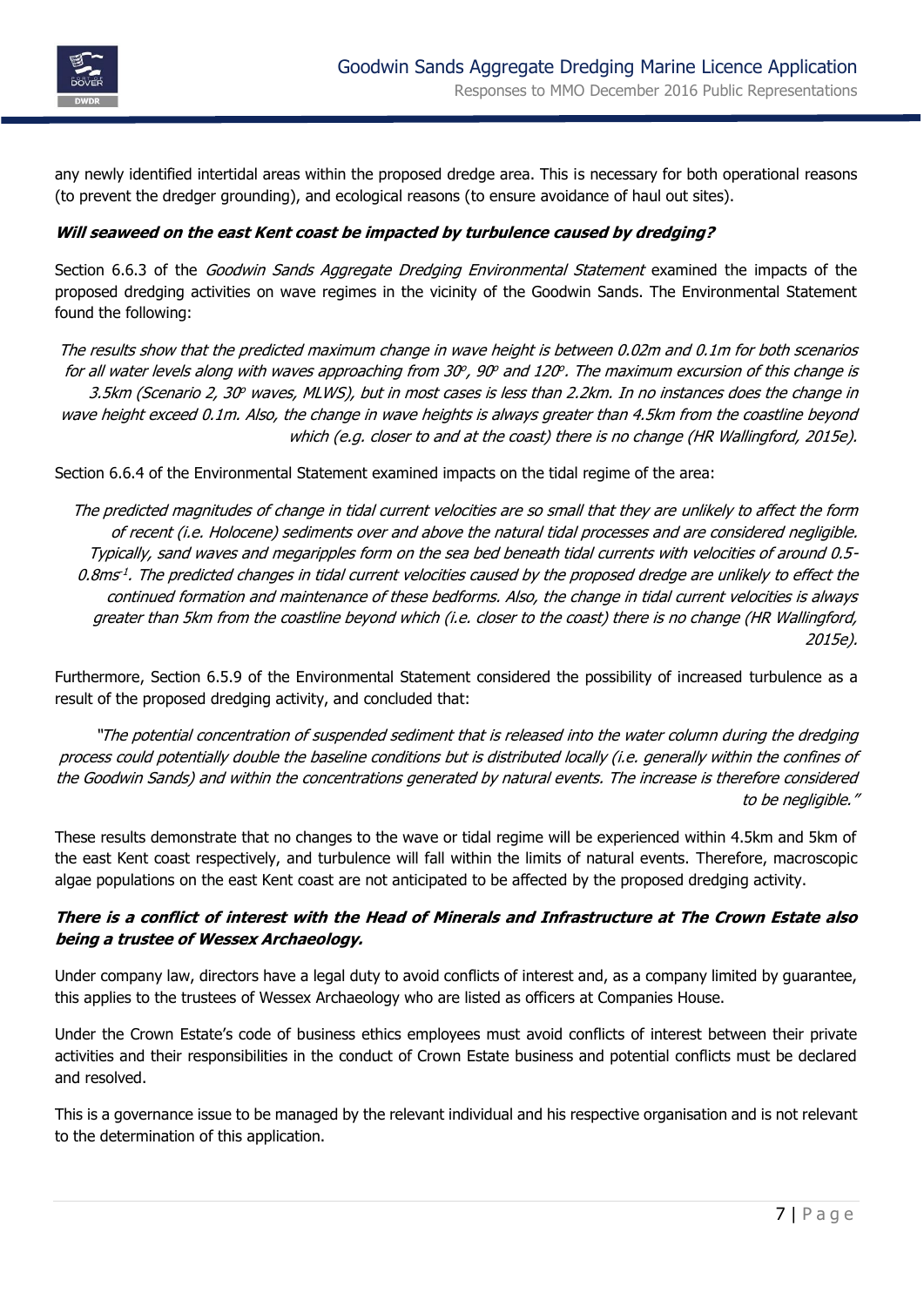any newly identified intertidal areas within the proposed dredge area. This is necessary for both operational reasons (to prevent the dredger grounding), and ecological reasons (to ensure avoidance of haul out sites).

***Will seaweed on the east Kent coast be impacted by turbulence caused by dredging?***

Section 6.6.3 of the *Goodwin Sands Aggregate Dredging Environmental Statement* examined the impacts of the proposed dredging activities on wave regimes in the vicinity of the Goodwin Sands. The Environmental Statement found the following:

> *The results show that the predicted maximum change in wave height is between 0.02m and 0.1m for both scenarios for all water levels along with waves approaching from 30°, 90° and 120°. The maximum excursion of this change is 3.5km (Scenario 2, 30° waves, MLWS), but in most cases is less than 2.2km. In no instances does the change in wave height exceed 0.1m. Also, the change in wave heights is always greater than 4.5km from the coastline beyond which (e.g. closer to and at the coast) there is no change (HR Wallingford, 2015e).*

Section 6.6.4 of the Environmental Statement examined impacts on the tidal regime of the area:

> *The predicted magnitudes of change in tidal current velocities are so small that they are unlikely to affect the form of recent (i.e. Holocene) sediments over and above the natural tidal processes and are considered negligible. Typically, sand waves and megaripples form on the sea bed beneath tidal currents with velocities of around 0.5-0.8ms$^{-1}$. The predicted changes in tidal current velocities caused by the proposed dredge are unlikely to effect the continued formation and maintenance of these bedforms. Also, the change in tidal current velocities is always greater than 5km from the coastline beyond which (i.e. closer to the coast) there is no change (HR Wallingford, 2015e).*

Furthermore, Section 6.5.9 of the Environmental Statement considered the possibility of increased turbulence as a result of the proposed dredging activity, and concluded that:

> *"The potential concentration of suspended sediment that is released into the water column during the dredging process could potentially double the baseline conditions but is distributed locally (i.e. generally within the confines of the Goodwin Sands) and within the concentrations generated by natural events. The increase is therefore considered to be negligible."*

These results demonstrate that no changes to the wave or tidal regime will be experienced within 4.5km and 5km of the east Kent coast respectively, and turbulence will fall within the limits of natural events. Therefore, macroscopic algae populations on the east Kent coast are not anticipated to be affected by the proposed dredging activity.

***There is a conflict of interest with the Head of Minerals and Infrastructure at The Crown Estate also being a trustee of Wessex Archaeology.***

Under company law, directors have a legal duty to avoid conflicts of interest and, as a company limited by guarantee, this applies to the trustees of Wessex Archaeology who are listed as officers at Companies House.

Under the Crown Estate's code of business ethics employees must avoid conflicts of interest between their private activities and their responsibilities in the conduct of Crown Estate business and potential conflicts must be declared and resolved.

This is a governance issue to be managed by the relevant individual and his respective organisation and is not relevant to the determination of this application.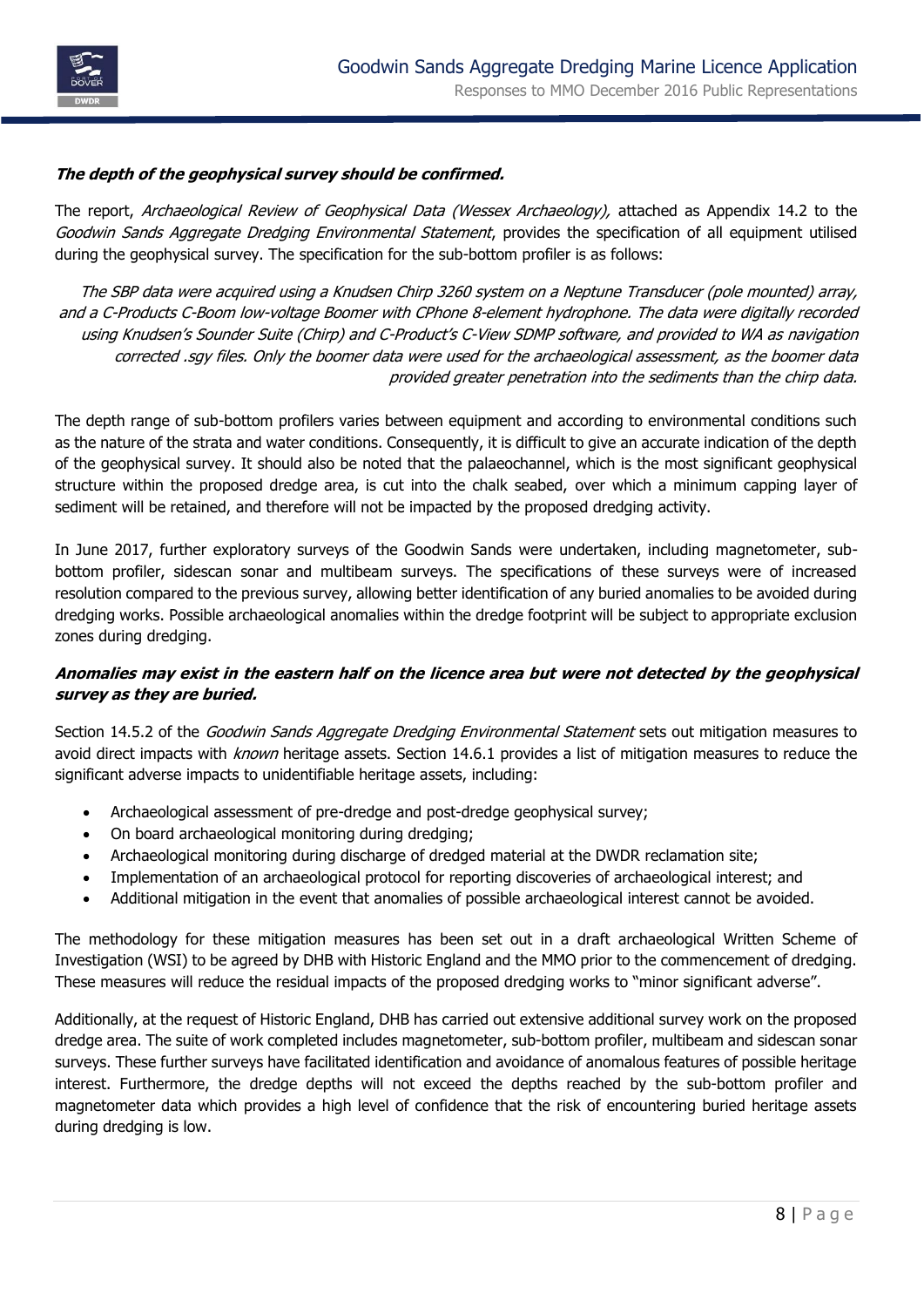***The depth of the geophysical survey should be confirmed.***

The report, *Archaeological Review of Geophysical Data (Wessex Archaeology),* attached as Appendix 14.2 to the *Goodwin Sands Aggregate Dredging Environmental Statement*, provides the specification of all equipment utilised during the geophysical survey. The specification for the sub-bottom profiler is as follows:

> *The SBP data were acquired using a Knudsen Chirp 3260 system on a Neptune Transducer (pole mounted) array, and a C-Products C-Boom low-voltage Boomer with CPhone 8-element hydrophone. The data were digitally recorded using Knudsen's Sounder Suite (Chirp) and C-Product's C-View SDMP software, and provided to WA as navigation corrected .sgy files. Only the boomer data were used for the archaeological assessment, as the boomer data provided greater penetration into the sediments than the chirp data.*

The depth range of sub-bottom profilers varies between equipment and according to environmental conditions such as the nature of the strata and water conditions. Consequently, it is difficult to give an accurate indication of the depth of the geophysical survey. It should also be noted that the palaeochannel, which is the most significant geophysical structure within the proposed dredge area, is cut into the chalk seabed, over which a minimum capping layer of sediment will be retained, and therefore will not be impacted by the proposed dredging activity.

In June 2017, further exploratory surveys of the Goodwin Sands were undertaken, including magnetometer, sub-bottom profiler, sidescan sonar and multibeam surveys. The specifications of these surveys were of increased resolution compared to the previous survey, allowing better identification of any buried anomalies to be avoided during dredging works. Possible archaeological anomalies within the dredge footprint will be subject to appropriate exclusion zones during dredging.

***Anomalies may exist in the eastern half on the licence area but were not detected by the geophysical survey as they are buried.***

Section 14.5.2 of the *Goodwin Sands Aggregate Dredging Environmental Statement* sets out mitigation measures to avoid direct impacts with *known* heritage assets. Section 14.6.1 provides a list of mitigation measures to reduce the significant adverse impacts to unidentifiable heritage assets, including:

- Archaeological assessment of pre-dredge and post-dredge geophysical survey;
- On board archaeological monitoring during dredging;
- Archaeological monitoring during discharge of dredged material at the DWDR reclamation site;
- Implementation of an archaeological protocol for reporting discoveries of archaeological interest; and
- Additional mitigation in the event that anomalies of possible archaeological interest cannot be avoided.

The methodology for these mitigation measures has been set out in a draft archaeological Written Scheme of Investigation (WSI) to be agreed by DHB with Historic England and the MMO prior to the commencement of dredging. These measures will reduce the residual impacts of the proposed dredging works to "minor significant adverse".

Additionally, at the request of Historic England, DHB has carried out extensive additional survey work on the proposed dredge area. The suite of work completed includes magnetometer, sub-bottom profiler, multibeam and sidescan sonar surveys. These further surveys have facilitated identification and avoidance of anomalous features of possible heritage interest. Furthermore, the dredge depths will not exceed the depths reached by the sub-bottom profiler and magnetometer data which provides a high level of confidence that the risk of encountering buried heritage assets during dredging is low.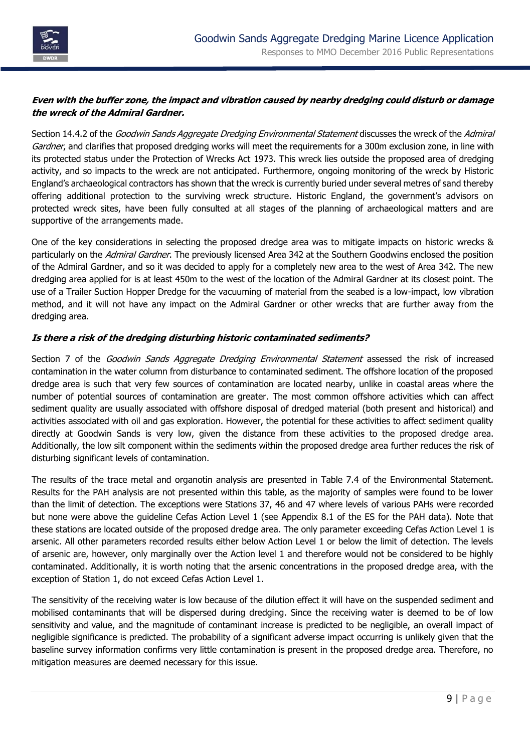***Even with the buffer zone, the impact and vibration caused by nearby dredging could disturb or damage the wreck of the Admiral Gardner.***

Section 14.4.2 of the *Goodwin Sands Aggregate Dredging Environmental Statement* discusses the wreck of the *Admiral Gardner*, and clarifies that proposed dredging works will meet the requirements for a 300m exclusion zone, in line with its protected status under the Protection of Wrecks Act 1973. This wreck lies outside the proposed area of dredging activity, and so impacts to the wreck are not anticipated. Furthermore, ongoing monitoring of the wreck by Historic England's archaeological contractors has shown that the wreck is currently buried under several metres of sand thereby offering additional protection to the surviving wreck structure. Historic England, the government's advisors on protected wreck sites, have been fully consulted at all stages of the planning of archaeological matters and are supportive of the arrangements made.

One of the key considerations in selecting the proposed dredge area was to mitigate impacts on historic wrecks & particularly on the *Admiral Gardner*. The previously licensed Area 342 at the Southern Goodwins enclosed the position of the Admiral Gardner, and so it was decided to apply for a completely new area to the west of Area 342. The new dredging area applied for is at least 450m to the west of the location of the Admiral Gardner at its closest point. The use of a Trailer Suction Hopper Dredge for the vacuuming of material from the seabed is a low-impact, low vibration method, and it will not have any impact on the Admiral Gardner or other wrecks that are further away from the dredging area.

***Is there a risk of the dredging disturbing historic contaminated sediments?***

Section 7 of the *Goodwin Sands Aggregate Dredging Environmental Statement* assessed the risk of increased contamination in the water column from disturbance to contaminated sediment. The offshore location of the proposed dredge area is such that very few sources of contamination are located nearby, unlike in coastal areas where the number of potential sources of contamination are greater. The most common offshore activities which can affect sediment quality are usually associated with offshore disposal of dredged material (both present and historical) and activities associated with oil and gas exploration. However, the potential for these activities to affect sediment quality directly at Goodwin Sands is very low, given the distance from these activities to the proposed dredge area. Additionally, the low silt component within the sediments within the proposed dredge area further reduces the risk of disturbing significant levels of contamination.

The results of the trace metal and organotin analysis are presented in Table 7.4 of the Environmental Statement. Results for the PAH analysis are not presented within this table, as the majority of samples were found to be lower than the limit of detection. The exceptions were Stations 37, 46 and 47 where levels of various PAHs were recorded but none were above the guideline Cefas Action Level 1 (see Appendix 8.1 of the ES for the PAH data). Note that these stations are located outside of the proposed dredge area. The only parameter exceeding Cefas Action Level 1 is arsenic. All other parameters recorded results either below Action Level 1 or below the limit of detection. The levels of arsenic are, however, only marginally over the Action level 1 and therefore would not be considered to be highly contaminated. Additionally, it is worth noting that the arsenic concentrations in the proposed dredge area, with the exception of Station 1, do not exceed Cefas Action Level 1.

The sensitivity of the receiving water is low because of the dilution effect it will have on the suspended sediment and mobilised contaminants that will be dispersed during dredging. Since the receiving water is deemed to be of low sensitivity and value, and the magnitude of contaminant increase is predicted to be negligible, an overall impact of negligible significance is predicted. The probability of a significant adverse impact occurring is unlikely given that the baseline survey information confirms very little contamination is present in the proposed dredge area. Therefore, no mitigation measures are deemed necessary for this issue.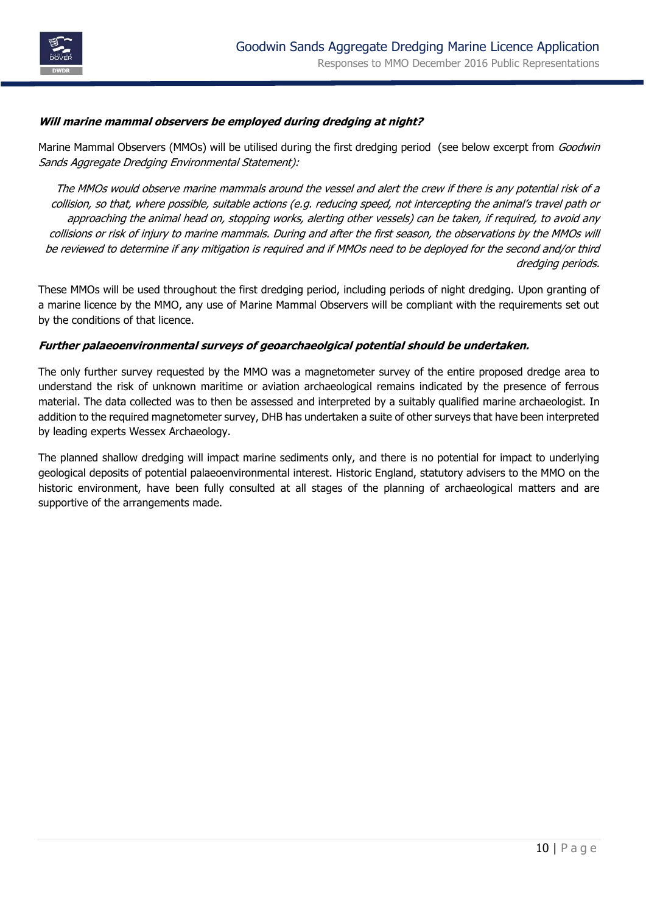***Will marine mammal observers be employed during dredging at night?***

Marine Mammal Observers (MMOs) will be utilised during the first dredging period (see below excerpt from *Goodwin Sands Aggregate Dredging Environmental Statement):*

> *The MMOs would observe marine mammals around the vessel and alert the crew if there is any potential risk of a collision, so that, where possible, suitable actions (e.g. reducing speed, not intercepting the animal's travel path or approaching the animal head on, stopping works, alerting other vessels) can be taken, if required, to avoid any collisions or risk of injury to marine mammals. During and after the first season, the observations by the MMOs will be reviewed to determine if any mitigation is required and if MMOs need to be deployed for the second and/or third dredging periods.*

These MMOs will be used throughout the first dredging period, including periods of night dredging. Upon granting of a marine licence by the MMO, any use of Marine Mammal Observers will be compliant with the requirements set out by the conditions of that licence.

***Further palaeoenvironmental surveys of geoarchaeolgical potential should be undertaken.***

The only further survey requested by the MMO was a magnetometer survey of the entire proposed dredge area to understand the risk of unknown maritime or aviation archaeological remains indicated by the presence of ferrous material. The data collected was to then be assessed and interpreted by a suitably qualified marine archaeologist. In addition to the required magnetometer survey, DHB has undertaken a suite of other surveys that have been interpreted by leading experts Wessex Archaeology.

The planned shallow dredging will impact marine sediments only, and there is no potential for impact to underlying geological deposits of potential palaeoenvironmental interest. Historic England, statutory advisers to the MMO on the historic environment, have been fully consulted at all stages of the planning of archaeological matters and are supportive of the arrangements made.